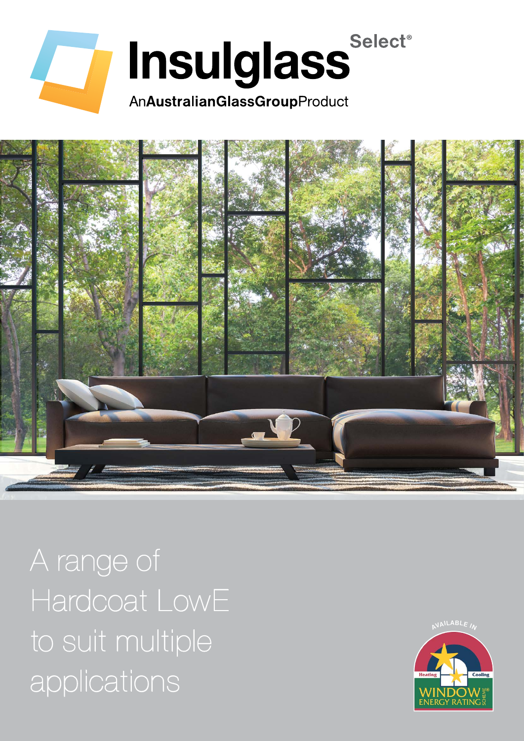# Insulglass Select®

An**AustralianGlassGroup**Product

A range of Hardcoat LowE to suit multiple applications

AVAILABLE IN

Heating Cooling

WINDOW ENERGY RATING SCHEME®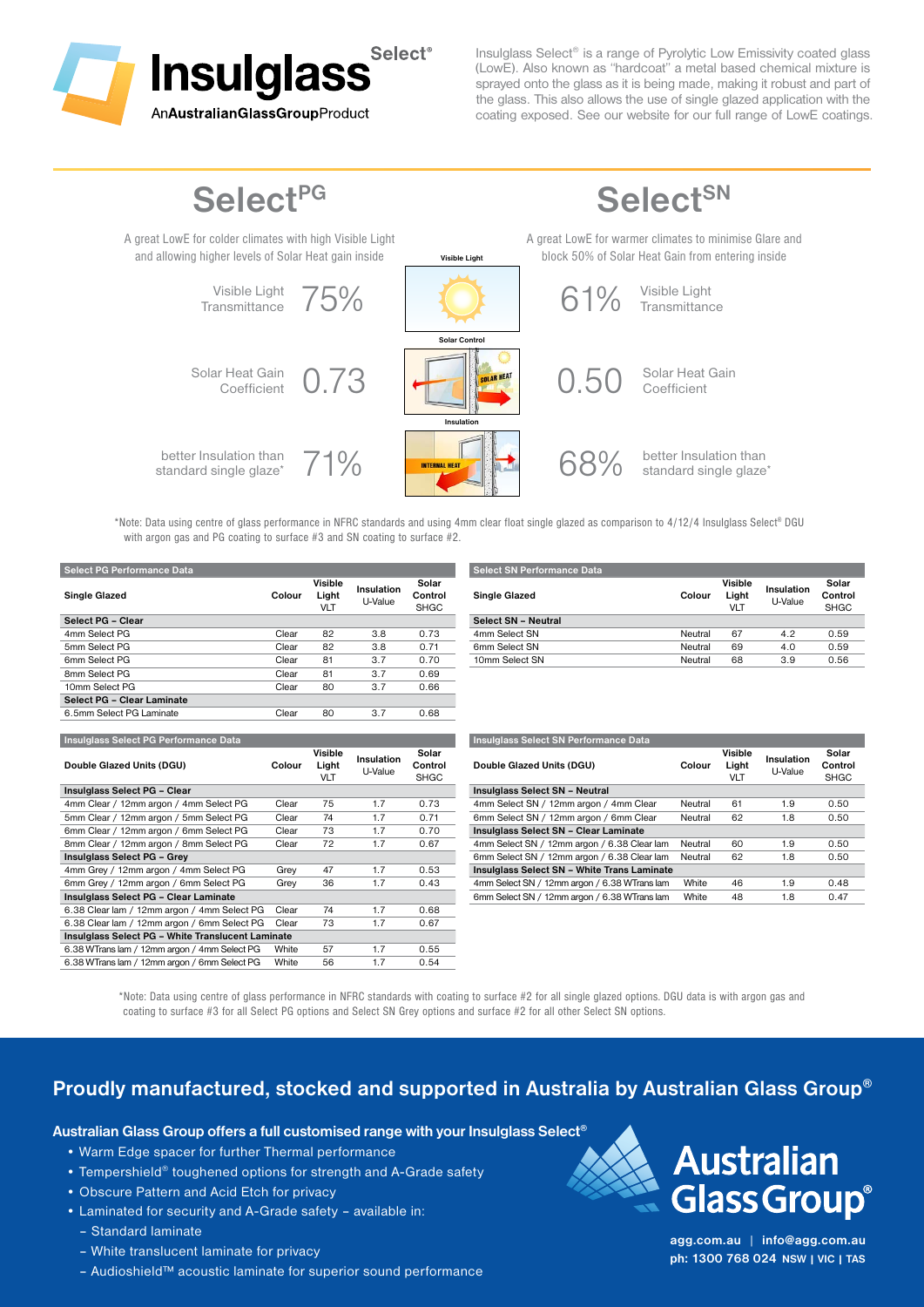# Insulglass Select®

An Australian Glass Group Product

Insulglass Select® is a range of Pyrolytic Low Emissivity coated glass (LowE). Also known as "hardcoat" a metal based chemical mixture is sprayed onto the glass as it is being made, making it robust and part of the glass. This also allows the use of single glazed application with the coating exposed. See our website for our full range of LowE coatings.

## Select^PG

A great LowE for colder climates with high Visible Light and allowing higher levels of Solar Heat gain inside

- Visible Light Transmittance: 75%
- Solar Heat Gain Coefficient: 0.73
- better Insulation than standard single glaze*: 71%

## Select^SN

A great LowE for warmer climates to minimise Glare and block 50% of Solar Heat Gain from entering inside

- Visible Light Transmittance: 61%
- Solar Heat Gain Coefficient: 0.50
- better Insulation than standard single glaze*: 68%

Visible Light

Solar Control

SOLAR HEAT

Insulation

INTERNAL HEAT

*Note: Data using centre of glass performance in NFRC standards and using 4mm clear float single glazed as comparison to 4/12/4 Insulglass Select® DGU with argon gas and PG coating to surface #3 and SN coating to surface #2.

**Select PG Performance Data**

| Single Glazed | Colour | Visible Light VLT | Insulation U-Value | Solar Control SHGC |
|---|---|---|---|---|
| **Select PG – Clear** | | | | |
| 4mm Select PG | Clear | 82 | 3.8 | 0.73 |
| 5mm Select PG | Clear | 82 | 3.8 | 0.71 |
| 6mm Select PG | Clear | 81 | 3.7 | 0.70 |
| 8mm Select PG | Clear | 81 | 3.7 | 0.69 |
| 10mm Select PG | Clear | 80 | 3.7 | 0.66 |
| **Select PG – Clear Laminate** | | | | |
| 6.5mm Select PG Laminate | Clear | 80 | 3.7 | 0.68 |

**Select SN Performance Data**

| Single Glazed | Colour | Visible Light VLT | Insulation U-Value | Solar Control SHGC |
|---|---|---|---|---|
| **Select SN – Neutral** | | | | |
| 4mm Select SN | Neutral | 67 | 4.2 | 0.59 |
| 6mm Select SN | Neutral | 69 | 4.0 | 0.59 |
| 10mm Select SN | Neutral | 68 | 3.9 | 0.56 |

**Insulglass Select PG Performance Data**

| Double Glazed Units (DGU) | Colour | Visible Light VLT | Insulation U-Value | Solar Control SHGC |
|---|---|---|---|---|
| **Insulglass Select PG – Clear** | | | | |
| 4mm Clear / 12mm argon / 4mm Select PG | Clear | 75 | 1.7 | 0.73 |
| 5mm Clear / 12mm argon / 5mm Select PG | Clear | 74 | 1.7 | 0.71 |
| 6mm Clear / 12mm argon / 6mm Select PG | Clear | 73 | 1.7 | 0.70 |
| 8mm Clear / 12mm argon / 8mm Select PG | Clear | 72 | 1.7 | 0.67 |
| **Insulglass Select PG – Grey** | | | | |
| 4mm Grey / 12mm argon / 4mm Select PG | Grey | 47 | 1.7 | 0.53 |
| 6mm Grey / 12mm argon / 6mm Select PG | Grey | 36 | 1.7 | 0.43 |
| **Insulglass Select PG – Clear Laminate** | | | | |
| 6.38 Clear lam / 12mm argon / 4mm Select PG | Clear | 74 | 1.7 | 0.68 |
| 6.38 Clear lam / 12mm argon / 6mm Select PG | Clear | 73 | 1.7 | 0.67 |
| **Insulglass Select PG – White Translucent Laminate** | | | | |
| 6.38 WTrans lam / 12mm argon / 4mm Select PG | White | 57 | 1.7 | 0.55 |
| 6.38 WTrans lam / 12mm argon / 6mm Select PG | White | 56 | 1.7 | 0.54 |

**Insulglass Select SN Performance Data**

| Double Glazed Units (DGU) | Colour | Visible Light VLT | Insulation U-Value | Solar Control SHGC |
|---|---|---|---|---|
| **Insulglass Select SN – Neutral** | | | | |
| 4mm Select SN / 12mm argon / 4mm Clear | Neutral | 61 | 1.9 | 0.50 |
| 6mm Select SN / 12mm argon / 6mm Clear | Neutral | 62 | 1.8 | 0.50 |
| **Insulglass Select SN – Clear Laminate** | | | | |
| 4mm Select SN / 12mm argon / 6.38 Clear lam | Neutral | 60 | 1.9 | 0.50 |
| 6mm Select SN / 12mm argon / 6.38 Clear lam | Neutral | 62 | 1.8 | 0.50 |
| **Insulglass Select SN – White Trans Laminate** | | | | |
| 4mm Select SN / 12mm argon / 6.38 WTrans lam | White | 46 | 1.9 | 0.48 |
| 6mm Select SN / 12mm argon / 6.38 WTrans lam | White | 48 | 1.8 | 0.47 |

*Note: Data using centre of glass performance in NFRC standards with coating to surface #2 for all single glazed options. DGU data is with argon gas and coating to surface #3 for all Select PG options and Select SN Grey options and surface #2 for all other Select SN options.

## Proudly manufactured, stocked and supported in Australia by Australian Glass Group®

**Australian Glass Group offers a full customised range with your Insulglass Select®**

- Warm Edge spacer for further Thermal performance
- Tempershield® toughened options for strength and A-Grade safety
- Obscure Pattern and Acid Etch for privacy
- Laminated for security and A-Grade safety – available in:
  - Standard laminate
  - White translucent laminate for privacy
  - Audioshield™ acoustic laminate for superior sound performance

**Australian Glass Group®**

agg.com.au | info@agg.com.au

ph: 1300 768 024 NSW | VIC | TAS